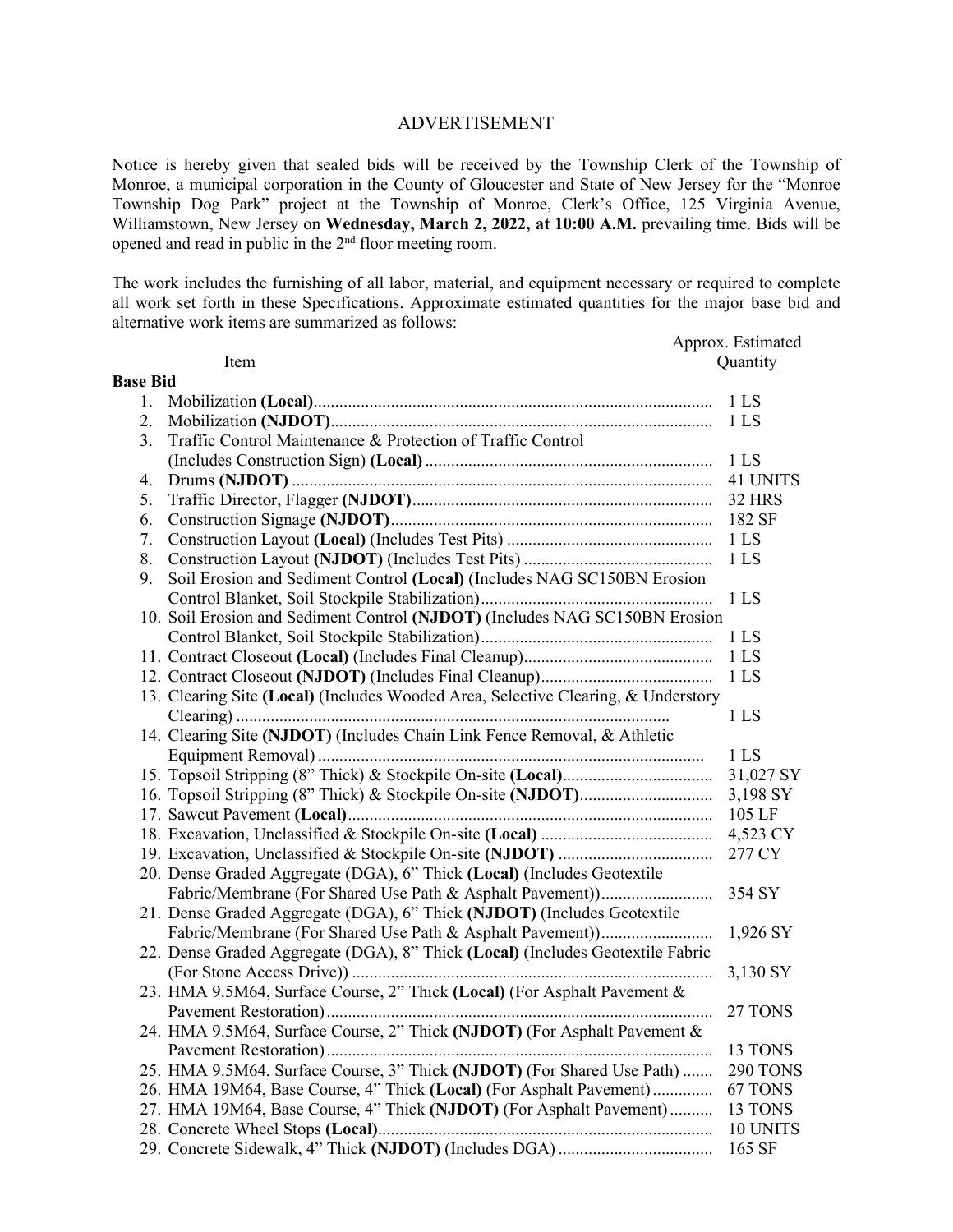# ADVERTISEMENT

Notice is hereby given that sealed bids will be received by the Township Clerk of the Township of Monroe, a municipal corporation in the County of Gloucester and State of New Jersey for the "Monroe Township Dog Park" project at the Township of Monroe, Clerk's Office, 125 Virginia Avenue, Williamstown, New Jersey on **Wednesday, March 2, 2022, at 10:00 A.M.** prevailing time. Bids will be opened and read in public in the 2nd floor meeting room.

The work includes the furnishing of all labor, material, and equipment necessary or required to complete all work set forth in these Specifications. Approximate estimated quantities for the major base bid and alternative work items are summarized as follows:

| Item | Approx. Estimated Quantity |
|---|---|
| **Base Bid** | |
| 1. Mobilization **(Local)** | 1 LS |
| 2. Mobilization **(NJDOT)** | 1 LS |
| 3. Traffic Control Maintenance & Protection of Traffic Control (Includes Construction Sign) **(Local)** | 1 LS |
| 4. Drums **(NJDOT)** | 41 UNITS |
| 5. Traffic Director, Flagger **(NJDOT)** | 32 HRS |
| 6. Construction Signage **(NJDOT)** | 182 SF |
| 7. Construction Layout **(Local)** (Includes Test Pits) | 1 LS |
| 8. Construction Layout **(NJDOT)** (Includes Test Pits) | 1 LS |
| 9. Soil Erosion and Sediment Control **(Local)** (Includes NAG SC150BN Erosion Control Blanket, Soil Stockpile Stabilization) | 1 LS |
| 10. Soil Erosion and Sediment Control **(NJDOT)** (Includes NAG SC150BN Erosion Control Blanket, Soil Stockpile Stabilization) | 1 LS |
| 11. Contract Closeout **(Local)** (Includes Final Cleanup) | 1 LS |
| 12. Contract Closeout **(NJDOT)** (Includes Final Cleanup) | 1 LS |
| 13. Clearing Site **(Local)** (Includes Wooded Area, Selective Clearing, & Understory Clearing) | 1 LS |
| 14. Clearing Site **(NJDOT)** (Includes Chain Link Fence Removal, & Athletic Equipment Removal) | 1 LS |
| 15. Topsoil Stripping (8" Thick) & Stockpile On-site **(Local)** | 31,027 SY |
| 16. Topsoil Stripping (8" Thick) & Stockpile On-site **(NJDOT)** | 3,198 SY |
| 17. Sawcut Pavement **(Local)** | 105 LF |
| 18. Excavation, Unclassified & Stockpile On-site **(Local)** | 4,523 CY |
| 19. Excavation, Unclassified & Stockpile On-site **(NJDOT)** | 277 CY |
| 20. Dense Graded Aggregate (DGA), 6" Thick **(Local)** (Includes Geotextile Fabric/Membrane (For Shared Use Path & Asphalt Pavement)) | 354 SY |
| 21. Dense Graded Aggregate (DGA), 6" Thick **(NJDOT)** (Includes Geotextile Fabric/Membrane (For Shared Use Path & Asphalt Pavement)) | 1,926 SY |
| 22. Dense Graded Aggregate (DGA), 8" Thick **(Local)** (Includes Geotextile Fabric (For Stone Access Drive)) | 3,130 SY |
| 23. HMA 9.5M64, Surface Course, 2" Thick **(Local)** (For Asphalt Pavement & Pavement Restoration) | 27 TONS |
| 24. HMA 9.5M64, Surface Course, 2" Thick **(NJDOT)** (For Asphalt Pavement & Pavement Restoration) | 13 TONS |
| 25. HMA 9.5M64, Surface Course, 3" Thick **(NJDOT)** (For Shared Use Path) | 290 TONS |
| 26. HMA 19M64, Base Course, 4" Thick **(Local)** (For Asphalt Pavement) | 67 TONS |
| 27. HMA 19M64, Base Course, 4" Thick **(NJDOT)** (For Asphalt Pavement) | 13 TONS |
| 28. Concrete Wheel Stops **(Local)** | 10 UNITS |
| 29. Concrete Sidewalk, 4" Thick **(NJDOT)** (Includes DGA) | 165 SF |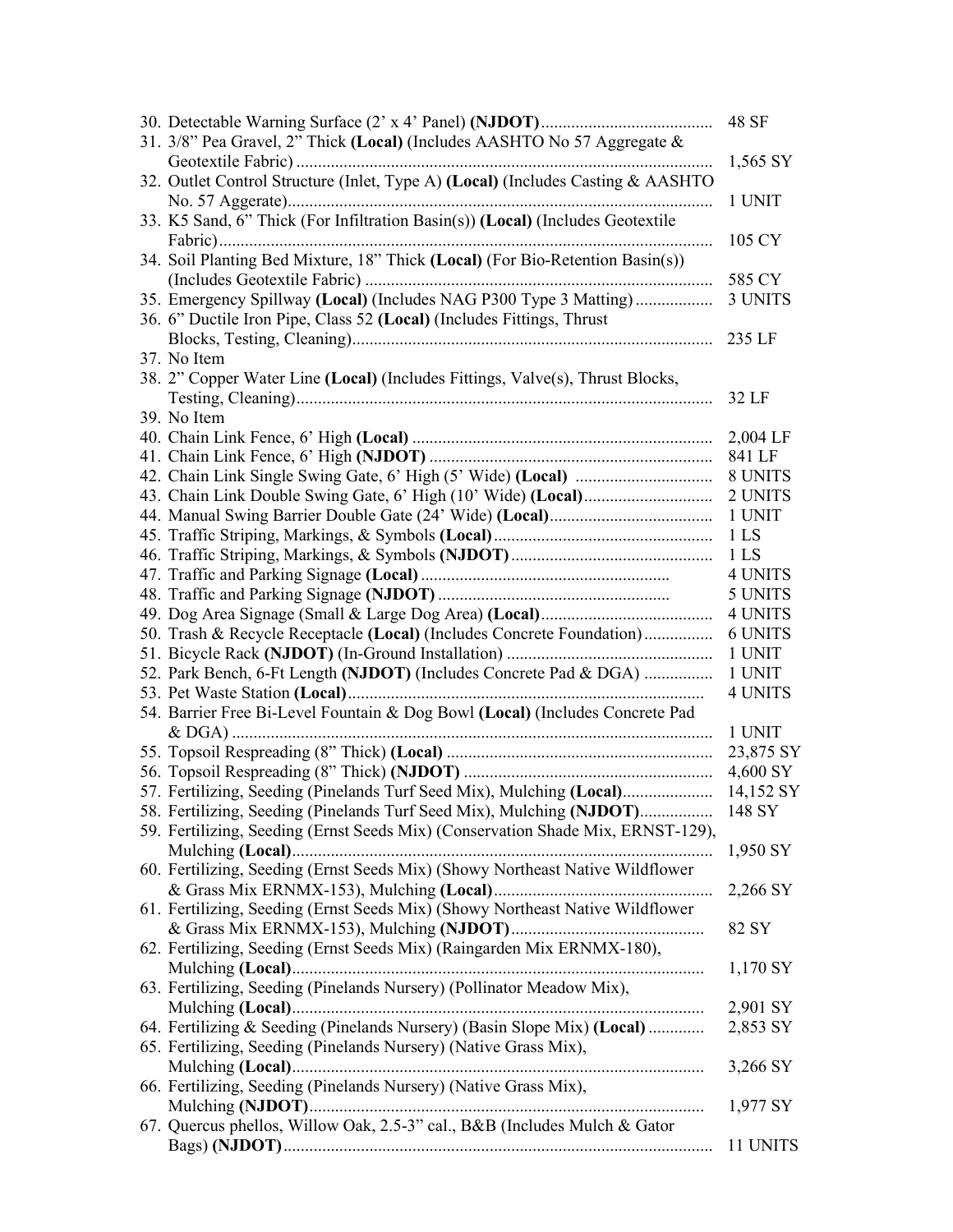30. Detectable Warning Surface (2' x 4' Panel) **(NJDOT)** ........................................ 48 SF
31. 3/8" Pea Gravel, 2" Thick **(Local)** (Includes AASHTO No 57 Aggregate & Geotextile Fabric) ................................................................................................ 1,565 SY
32. Outlet Control Structure (Inlet, Type A) **(Local)** (Includes Casting & AASHTO No. 57 Aggerate)................................................................................................ 1 UNIT
33. K5 Sand, 6" Thick (For Infiltration Basin(s)) **(Local)** (Includes Geotextile Fabric)................................................................................................ 105 CY
34. Soil Planting Bed Mixture, 18" Thick **(Local)** (For Bio-Retention Basin(s)) (Includes Geotextile Fabric) ................................................................................ 585 CY
35. Emergency Spillway **(Local)** (Includes NAG P300 Type 3 Matting) .................. 3 UNITS
36. 6" Ductile Iron Pipe, Class 52 **(Local)** (Includes Fittings, Thrust Blocks, Testing, Cleaning)................................................................................... 235 LF
37. No Item
38. 2" Copper Water Line **(Local)** (Includes Fittings, Valve(s), Thrust Blocks, Testing, Cleaning)................................................................................................ 32 LF
39. No Item
40. Chain Link Fence, 6' High **(Local)** ..................................................................... 2,004 LF
41. Chain Link Fence, 6' High **(NJDOT)** ................................................................. 841 LF
42. Chain Link Single Swing Gate, 6' High (5' Wide) **(Local)** ............................... 8 UNITS
43. Chain Link Double Swing Gate, 6' High (10' Wide) **(Local)**............................. 2 UNITS
44. Manual Swing Barrier Double Gate (24' Wide) **(Local)**..................................... 1 UNIT
45. Traffic Striping, Markings, & Symbols **(Local)**.................................................. 1 LS
46. Traffic Striping, Markings, & Symbols **(NJDOT)**.............................................. 1 LS
47. Traffic and Parking Signage **(Local)** ......................................................... 4 UNITS
48. Traffic and Parking Signage **(NJDOT)** ..................................................... 5 UNITS
49. Dog Area Signage (Small & Large Dog Area) **(Local)**....................................... 4 UNITS
50. Trash & Recycle Receptacle **(Local)** (Includes Concrete Foundation)................ 6 UNITS
51. Bicycle Rack **(NJDOT)** (In-Ground Installation) ............................................... 1 UNIT
52. Park Bench, 6-Ft Length **(NJDOT)** (Includes Concrete Pad & DGA) ............... 1 UNIT
53. Pet Waste Station **(Local)**.................................................................................. 4 UNITS
54. Barrier Free Bi-Level Fountain & Dog Bowl **(Local)** (Includes Concrete Pad & DGA) ............................................................................................... 1 UNIT
55. Topsoil Respreading (8" Thick) **(Local)** ............................................................ 23,875 SY
56. Topsoil Respreading (8" Thick) **(NJDOT)** ......................................................... 4,600 SY
57. Fertilizing, Seeding (Pinelands Turf Seed Mix), Mulching **(Local)**.................... 14,152 SY
58. Fertilizing, Seeding (Pinelands Turf Seed Mix), Mulching **(NJDOT)**................ 148 SY
59. Fertilizing, Seeding (Ernst Seeds Mix) (Conservation Shade Mix, ERNST-129), Mulching **(Local)**................................................................................................ 1,950 SY
60. Fertilizing, Seeding (Ernst Seeds Mix) (Showy Northeast Native Wildflower & Grass Mix ERNMX-153), Mulching **(Local)**.................................................. 2,266 SY
61. Fertilizing, Seeding (Ernst Seeds Mix) (Showy Northeast Native Wildflower & Grass Mix ERNMX-153), Mulching **(NJDOT)**............................................ 82 SY
62. Fertilizing, Seeding (Ernst Seeds Mix) (Raingarden Mix ERNMX-180), Mulching **(Local)**............................................................................................... 1,170 SY
63. Fertilizing, Seeding (Pinelands Nursery) (Pollinator Meadow Mix), Mulching **(Local)**............................................................................................... 2,901 SY
64. Fertilizing & Seeding (Pinelands Nursery) (Basin Slope Mix) **(Local)** ............ 2,853 SY
65. Fertilizing, Seeding (Pinelands Nursery) (Native Grass Mix), Mulching **(Local)**............................................................................................... 3,266 SY
66. Fertilizing, Seeding (Pinelands Nursery) (Native Grass Mix), Mulching **(NJDOT)**........................................................................................... 1,977 SY
67. Quercus phellos, Willow Oak, 2.5-3" cal., B&B (Includes Mulch & Gator Bags) **(NJDOT)**.................................................................................................. 11 UNITS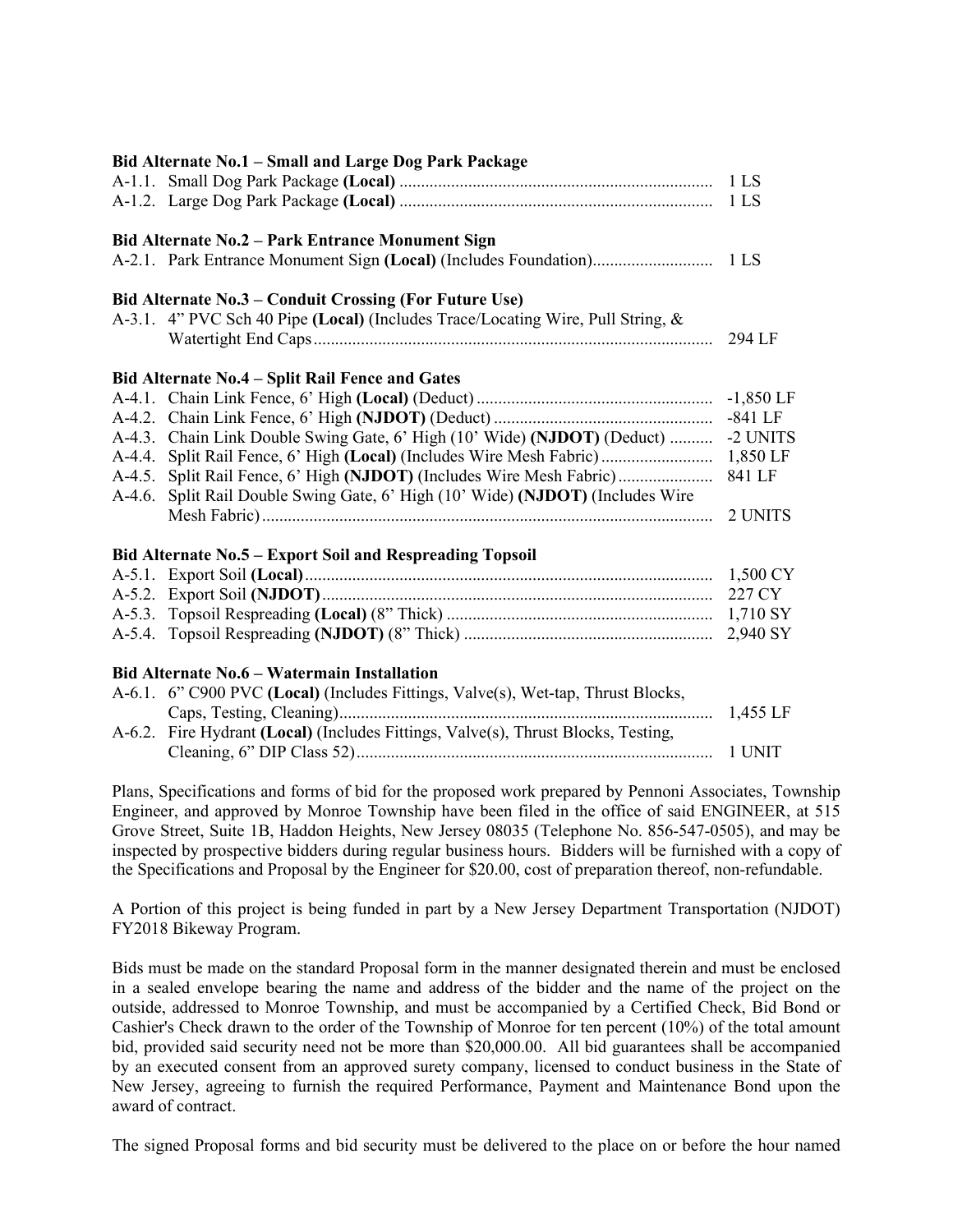**Bid Alternate No.1 – Small and Large Dog Park Package**

| | | |
|---|---|---|
| A-1.1. | Small Dog Park Package **(Local)** | 1 LS |
| A-1.2. | Large Dog Park Package **(Local)** | 1 LS |

**Bid Alternate No.2 – Park Entrance Monument Sign**

| | | |
|---|---|---|
| A-2.1. | Park Entrance Monument Sign **(Local)** (Includes Foundation) | 1 LS |

**Bid Alternate No.3 – Conduit Crossing (For Future Use)**

| | | |
|---|---|---|
| A-3.1. | 4" PVC Sch 40 Pipe **(Local)** (Includes Trace/Locating Wire, Pull String, & Watertight End Caps | 294 LF |

**Bid Alternate No.4 – Split Rail Fence and Gates**

| | | |
|---|---|---|
| A-4.1. | Chain Link Fence, 6' High **(Local)** (Deduct) | -1,850 LF |
| A-4.2. | Chain Link Fence, 6' High **(NJDOT)** (Deduct) | -841 LF |
| A-4.3. | Chain Link Double Swing Gate, 6' High (10' Wide) **(NJDOT)** (Deduct) | -2 UNITS |
| A-4.4. | Split Rail Fence, 6' High **(Local)** (Includes Wire Mesh Fabric) | 1,850 LF |
| A-4.5. | Split Rail Fence, 6' High **(NJDOT)** (Includes Wire Mesh Fabric) | 841 LF |
| A-4.6. | Split Rail Double Swing Gate, 6' High (10' Wide) **(NJDOT)** (Includes Wire Mesh Fabric) | 2 UNITS |

**Bid Alternate No.5 – Export Soil and Respreading Topsoil**

| | | |
|---|---|---|
| A-5.1. | Export Soil **(Local)** | 1,500 CY |
| A-5.2. | Export Soil **(NJDOT)** | 227 CY |
| A-5.3. | Topsoil Respreading **(Local)** (8" Thick) | 1,710 SY |
| A-5.4. | Topsoil Respreading **(NJDOT)** (8" Thick) | 2,940 SY |

**Bid Alternate No.6 – Watermain Installation**

| | | |
|---|---|---|
| A-6.1. | 6" C900 PVC **(Local)** (Includes Fittings, Valve(s), Wet-tap, Thrust Blocks, Caps, Testing, Cleaning) | 1,455 LF |
| A-6.2. | Fire Hydrant **(Local)** (Includes Fittings, Valve(s), Thrust Blocks, Testing, Cleaning, 6" DIP Class 52) | 1 UNIT |

Plans, Specifications and forms of bid for the proposed work prepared by Pennoni Associates, Township Engineer, and approved by Monroe Township have been filed in the office of said ENGINEER, at 515 Grove Street, Suite 1B, Haddon Heights, New Jersey 08035 (Telephone No. 856-547-0505), and may be inspected by prospective bidders during regular business hours. Bidders will be furnished with a copy of the Specifications and Proposal by the Engineer for $20.00, cost of preparation thereof, non-refundable.

A Portion of this project is being funded in part by a New Jersey Department Transportation (NJDOT) FY2018 Bikeway Program.

Bids must be made on the standard Proposal form in the manner designated therein and must be enclosed in a sealed envelope bearing the name and address of the bidder and the name of the project on the outside, addressed to Monroe Township, and must be accompanied by a Certified Check, Bid Bond or Cashier's Check drawn to the order of the Township of Monroe for ten percent (10%) of the total amount bid, provided said security need not be more than $20,000.00. All bid guarantees shall be accompanied by an executed consent from an approved surety company, licensed to conduct business in the State of New Jersey, agreeing to furnish the required Performance, Payment and Maintenance Bond upon the award of contract.

The signed Proposal forms and bid security must be delivered to the place on or before the hour named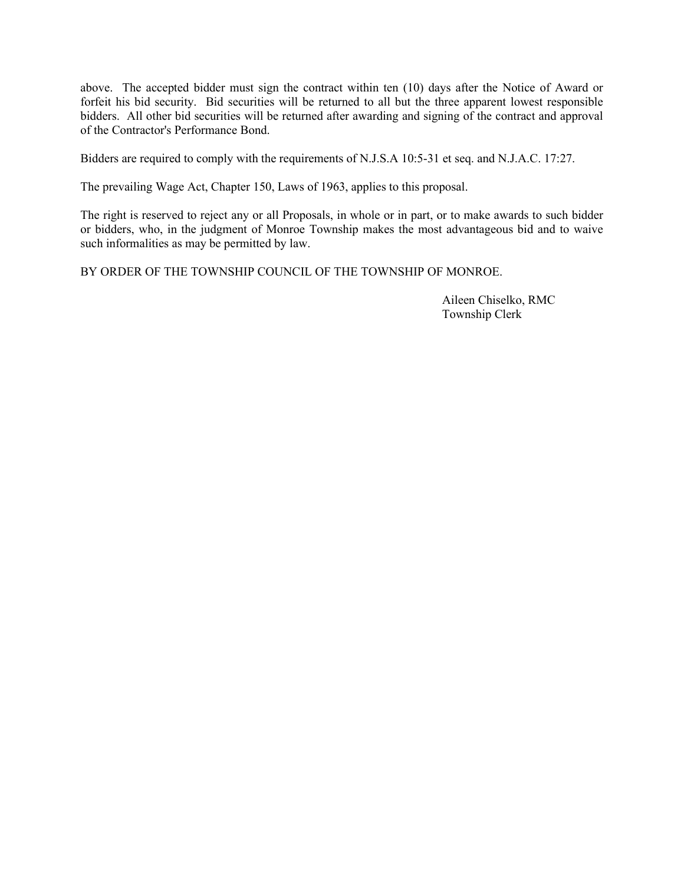above. The accepted bidder must sign the contract within ten (10) days after the Notice of Award or forfeit his bid security. Bid securities will be returned to all but the three apparent lowest responsible bidders. All other bid securities will be returned after awarding and signing of the contract and approval of the Contractor's Performance Bond.

Bidders are required to comply with the requirements of N.J.S.A 10:5-31 et seq. and N.J.A.C. 17:27.

The prevailing Wage Act, Chapter 150, Laws of 1963, applies to this proposal.

The right is reserved to reject any or all Proposals, in whole or in part, or to make awards to such bidder or bidders, who, in the judgment of Monroe Township makes the most advantageous bid and to waive such informalities as may be permitted by law.

BY ORDER OF THE TOWNSHIP COUNCIL OF THE TOWNSHIP OF MONROE.

Aileen Chiselko, RMC
Township Clerk